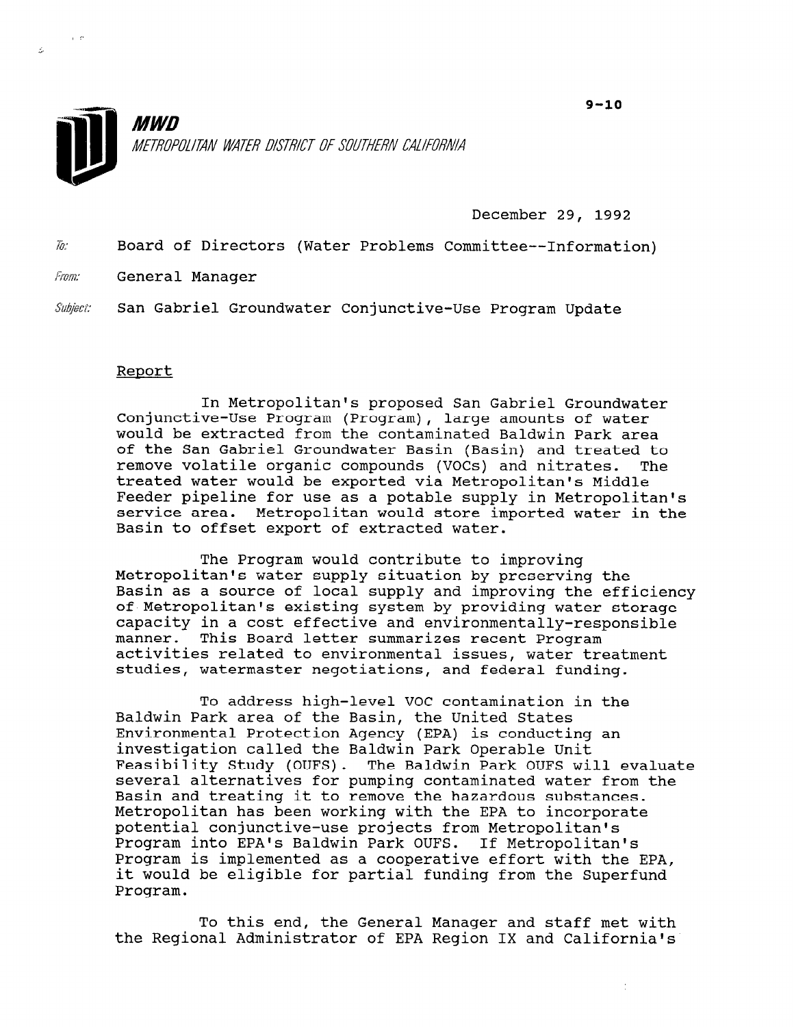9-10

**MWD**

*METROPOLITAN WATER DISTRICT OF SOUTHERN CALIFORNIA*

December 29, 1992

To: Board of Directors (Water Problems Committee--Information)

From: General Manager

Subject: San Gabriel Groundwater Conjunctive-Use Program Update

## Report

In Metropolitan's proposed San Gabriel Groundwater Conjunctive-Use Program (Program), large amounts of water would be extracted from the contaminated Baldwin Park area of the San Gabriel Groundwater Basin (Basin) and treated to remove volatile organic compounds (VOCs) and nitrates. The treated water would be exported via Metropolitan's Middle Feeder pipeline for use as a potable supply in Metropolitan's service area. Metropolitan would store imported water in the Basin to offset export of extracted water.

The Program would contribute to improving Metropolitan's water supply situation by preserving the Basin as a source of local supply and improving the efficiency of Metropolitan's existing system by providing water storage capacity in a cost effective and environmentally-responsible manner. This Board letter summarizes recent Program activities related to environmental issues, water treatment studies, watermaster negotiations, and federal funding.

To address high-level VOC contamination in the Baldwin Park area of the Basin, the United States Environmental Protection Agency (EPA) is conducting an investigation called the Baldwin Park Operable Unit Feasibility Study (OUFS). The Baldwin Park OUFS will evaluate several alternatives for pumping contaminated water from the Basin and treating it to remove the hazardous substances. Metropolitan has been working with the EPA to incorporate potential conjunctive-use projects from Metropolitan's Program into EPA's Baldwin Park OUFS. If Metropolitan's Program is implemented as a cooperative effort with the EPA, it would be eligible for partial funding from the Superfund Program.

To this end, the General Manager and staff met with the Regional Administrator of EPA Region IX and California's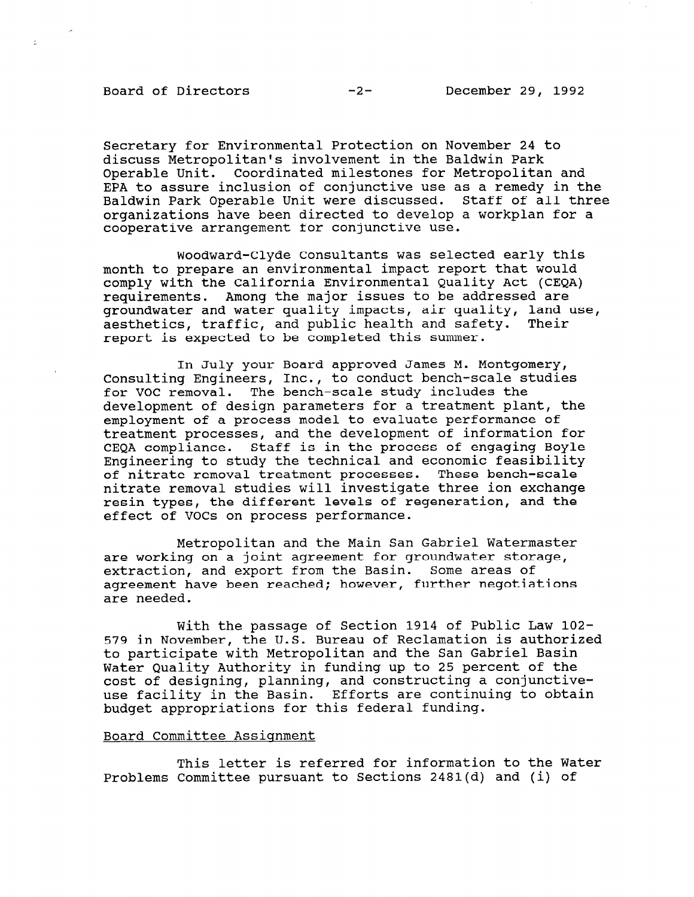Secretary for Environmental Protection on November 24 to discuss Metropolitan's involvement in the Baldwin Park Operable Unit. Coordinated milestones for Metropolitan and EPA to assure inclusion of conjunctive use as a remedy in the Baldwin Park Operable Unit were discussed. Staff of all three organizations have been directed to develop a workplan for a cooperative arrangement for conjunctive use.

Woodward-Clyde Consultants was selected early this month to prepare an environmental impact report that would comply with the California Environmental Quality Act (CEQA) requirements. Among the major issues to be addressed are groundwater and water quality impacts, air quality, land use, aesthetics, traffic, and public health and safety. Their report is expected to be completed this summer.

In July your Board approved James M. Montgomery, Consulting Engineers, Inc., to conduct bench-scale studies for VOC removal. The bench-scale study includes the development of design parameters for a treatment plant, the employment of a process model to evaluate performance of treatment processes, and the development of information for CEQA compliance. Staff is in the process of engaging Boyle Engineering to study the technical and economic feasibility of nitrate removal treatment processes. These bench-scale nitrate removal studies will investigate three ion exchange resin types, the different levels of regeneration, and the effect of VOCs on process performance.

Metropolitan and the Main San Gabriel Watermaster are working on a joint agreement for groundwater storage, extraction, and export from the Basin. Some areas of agreement have been reached; however, further negotiations are needed.

With the passage of Section 1914 of Public Law 102-579 in November, the U.S. Bureau of Reclamation is authorized to participate with Metropolitan and the San Gabriel Basin Water Quality Authority in funding up to 25 percent of the cost of designing, planning, and constructing a conjunctive-use facility in the Basin. Efforts are continuing to obtain budget appropriations for this federal funding.

Board Committee Assignment

This letter is referred for information to the Water Problems Committee pursuant to Sections 2481(d) and (i) of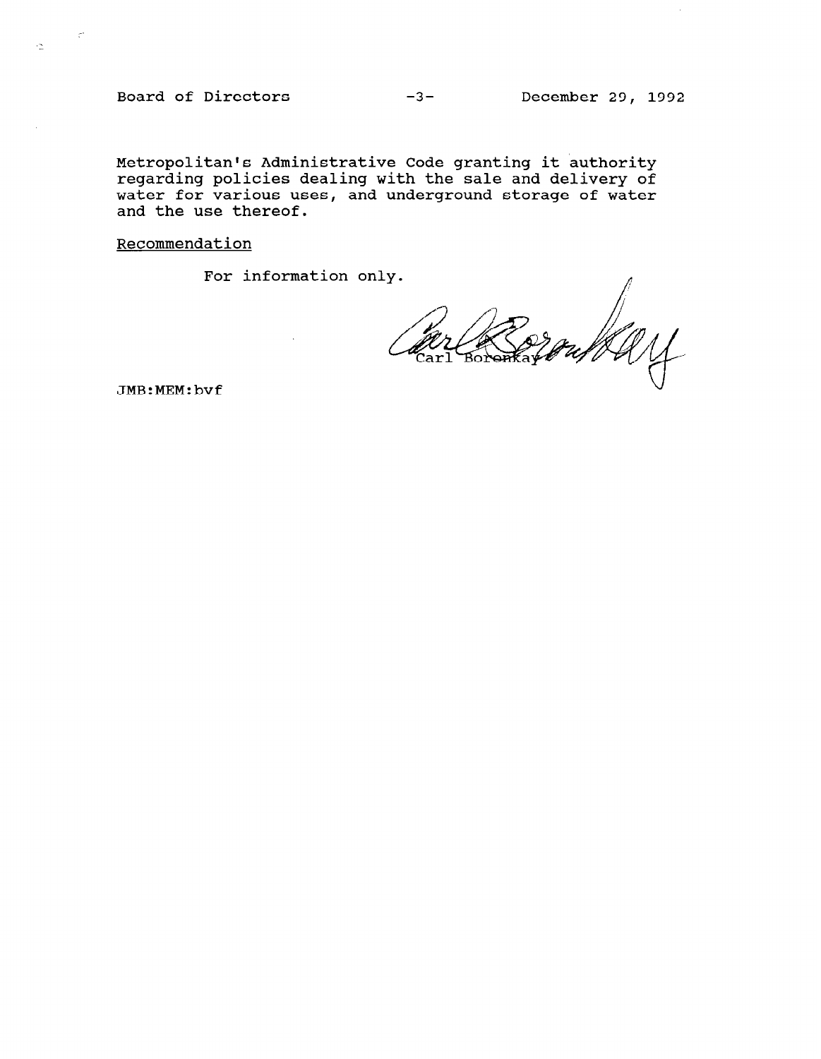Metropolitan's Administrative Code granting it authority regarding policies dealing with the sale and delivery of water for various uses, and underground storage of water and the use thereof.

Recommendation

For information only.

Carl Boronkay

JMB:MEM:bvf